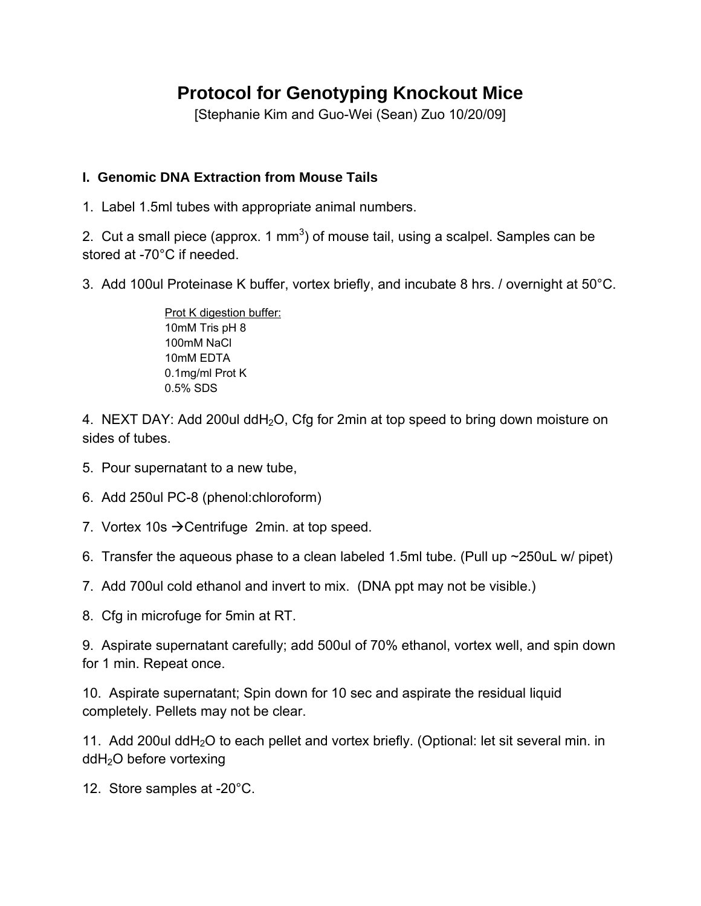# Protocol for Genotyping Knockout Mice

[Stephanie Kim and Guo-Wei (Sean) Zuo 10/20/09]

## I. Genomic DNA Extraction from Mouse Tails

1. Label 1.5ml tubes with appropriate animal numbers.

2. Cut a small piece (approx. 1 $mm^3$) of mouse tail, using a scalpel. Samples can be stored at -70°C if needed.

3. Add 100ul Proteinase K buffer, vortex briefly, and incubate 8 hrs. / overnight at 50°C.

   Prot K digestion buffer:
   10mM Tris pH 8
   100mM NaCl
   10mM EDTA
   0.1mg/ml Prot K
   0.5% SDS

4. NEXT DAY: Add 200ul dd$H_2O$, Cfg for 2min at top speed to bring down moisture on sides of tubes.

5. Pour supernatant to a new tube,

6. Add 250ul PC-8 (phenol:chloroform)

7. Vortex 10s →Centrifuge 2min. at top speed.

6. Transfer the aqueous phase to a clean labeled 1.5ml tube. (Pull up ~250uL w/ pipet)

7. Add 700ul cold ethanol and invert to mix. (DNA ppt may not be visible.)

8. Cfg in microfuge for 5min at RT.

9. Aspirate supernatant carefully; add 500ul of 70% ethanol, vortex well, and spin down for 1 min. Repeat once.

10. Aspirate supernatant; Spin down for 10 sec and aspirate the residual liquid completely. Pellets may not be clear.

11. Add 200ul dd$H_2O$ to each pellet and vortex briefly. (Optional: let sit several min. in dd$H_2O$ before vortexing

12. Store samples at -20°C.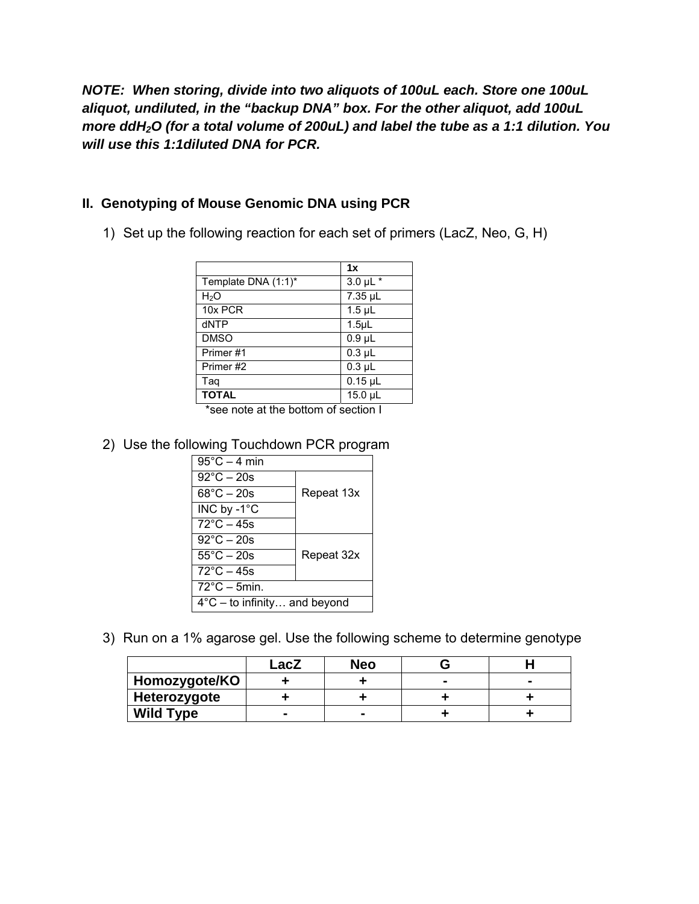***NOTE: When storing, divide into two aliquots of 100uL each. Store one 100uL aliquot, undiluted, in the "backup DNA" box. For the other aliquot, add 100uL more ddH$_2$O (for a total volume of 200uL) and label the tube as a 1:1 dilution. You will use this 1:1diluted DNA for PCR.***

## II. Genotyping of Mouse Genomic DNA using PCR

1) Set up the following reaction for each set of primers (LacZ, Neo, G, H)

| | 1x |
|---|---|
| Template DNA (1:1)* | 3.0 µL * |
| $H_2O$ | 7.35 µL |
| 10x PCR | 1.5 µL |
| dNTP | 1.5µL |
| DMSO | 0.9 µL |
| Primer #1 | 0.3 µL |
| Primer #2 | 0.3 µL |
| Taq | 0.15 µL |
| **TOTAL** | 15.0 µL |

*see note at the bottom of section I

2) Use the following Touchdown PCR program

| | |
|---|---|
| 95°C – 4 min | |
| 92°C – 20s | Repeat 13x |
| 68°C – 20s | |
| INC by -1°C | |
| 72°C – 45s | |
| 92°C – 20s | Repeat 32x |
| 55°C – 20s | |
| 72°C – 45s | |
| 72°C – 5min. | |
| 4°C – to infinity… and beyond | |

3) Run on a 1% agarose gel. Use the following scheme to determine genotype

| | LacZ | Neo | G | H |
|---|---|---|---|---|
| **Homozygote/KO** | + | + | - | - |
| **Heterozygote** | + | + | + | + |
| **Wild Type** | - | - | + | + |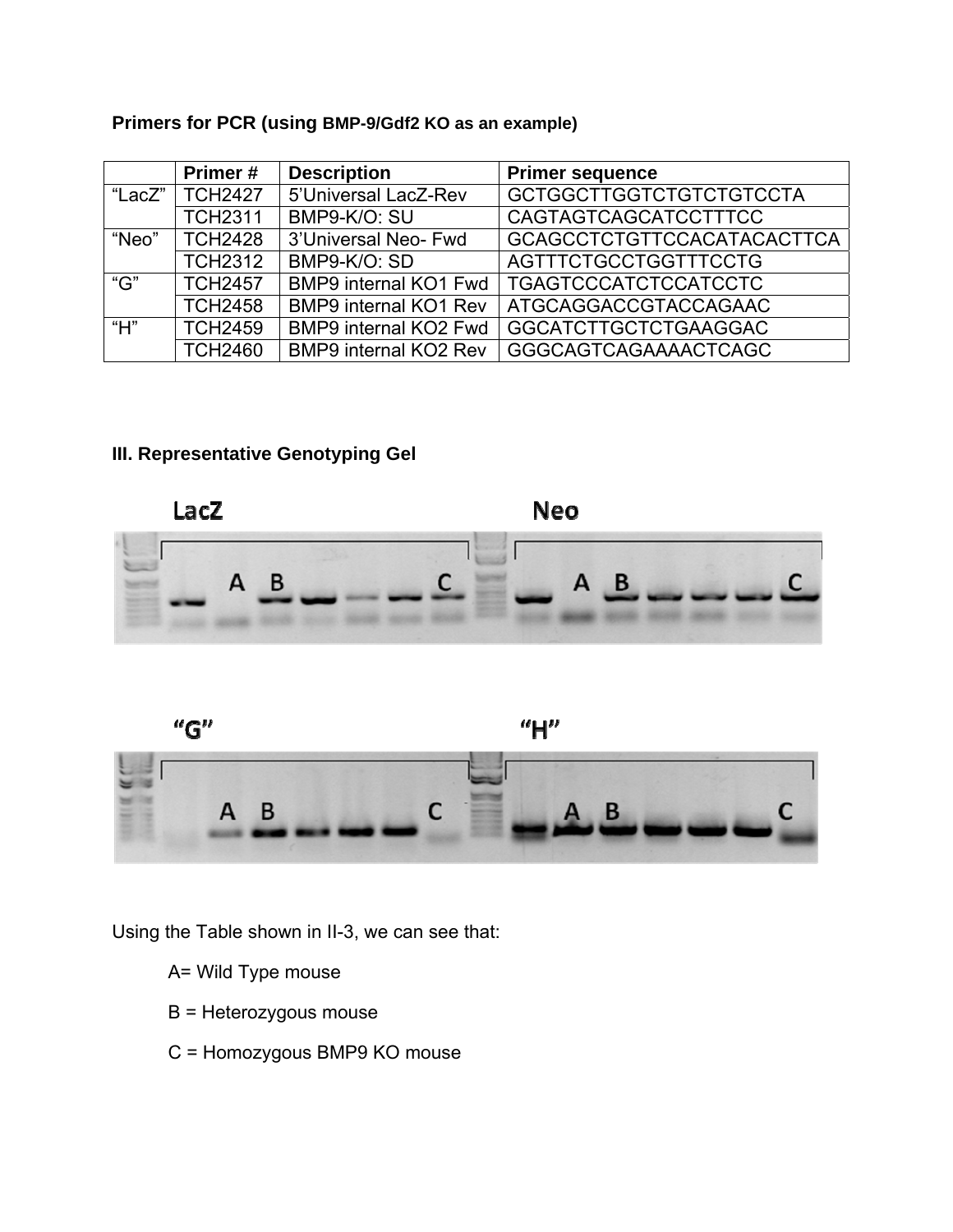**Primers for PCR (using BMP-9/Gdf2 KO as an example)**

| | Primer # | Description | Primer sequence |
|---|---|---|---|
| “LacZ” | TCH2427 | 5’Universal LacZ-Rev | GCTGGCTTGGTCTGTCTGTCCTA |
| | TCH2311 | BMP9-K/O: SU | CAGTAGTCAGCATCCTTTCC |
| “Neo” | TCH2428 | 3’Universal Neo- Fwd | GCAGCCTCTGTTCCACATACACTTCA |
| | TCH2312 | BMP9-K/O: SD | AGTTTCTGCCTGGTTTCCTG |
| “G” | TCH2457 | BMP9 internal KO1 Fwd | TGAGTCCCATCTCCATCCTC |
| | TCH2458 | BMP9 internal KO1 Rev | ATGCAGGACCGTACCAGAAC |
| “H” | TCH2459 | BMP9 internal KO2 Fwd | GGCATCTTGCTCTGAAGGAC |
| | TCH2460 | BMP9 internal KO2 Rev | GGGCAGTCAGAAAACTCAGC |

## III. Representative Genotyping Gel

LacZ

A B C

Neo

A B C

“G”

A B C

“H”

A B C

Using the Table shown in II-3, we can see that:

A= Wild Type mouse

B = Heterozygous mouse

C = Homozygous BMP9 KO mouse